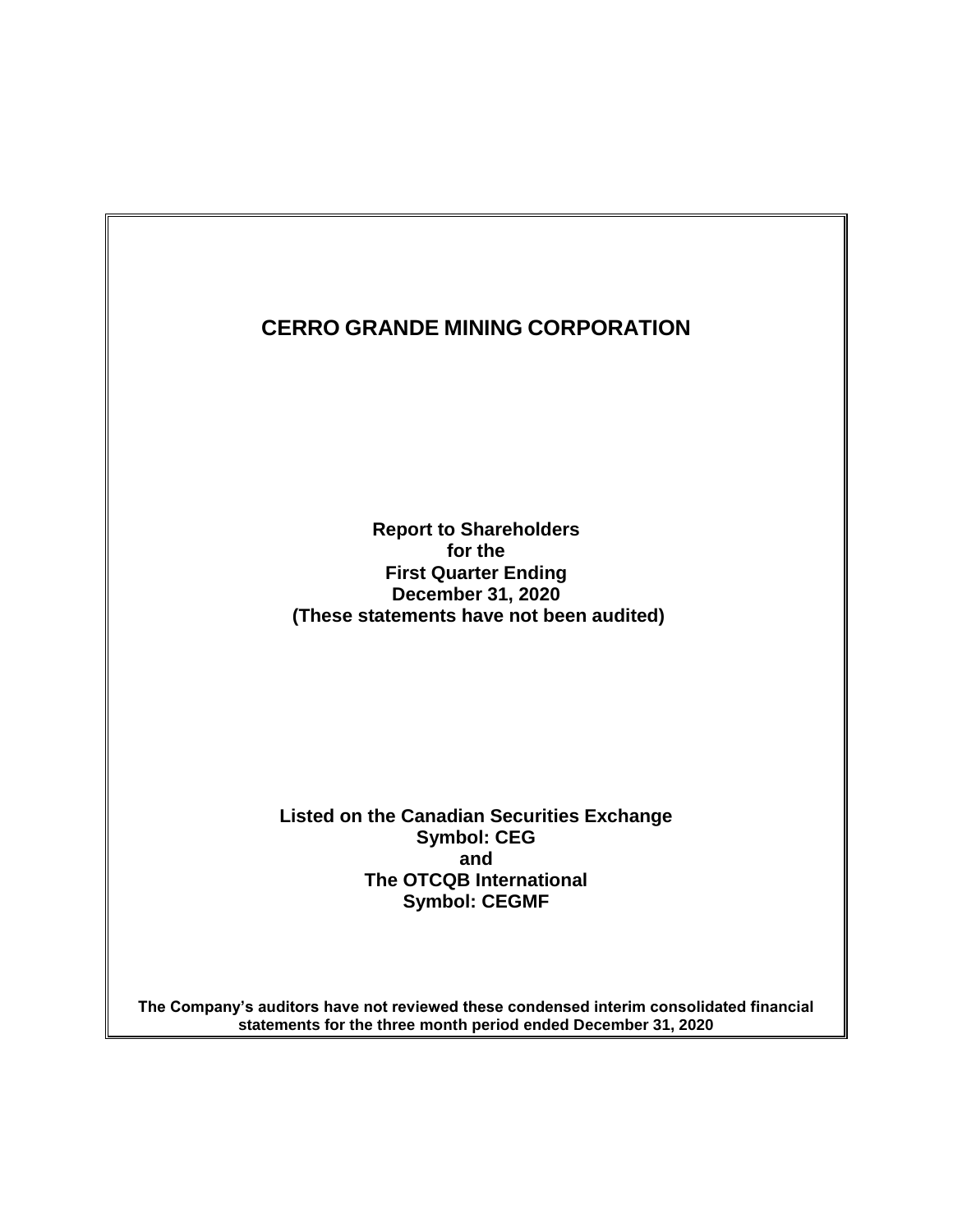# CERRO GRANDE MINING CORPORATION

**Report to Shareholders**
**for the**
**First Quarter Ending**
**December 31, 2020**
**(These statements have not been audited)**

**Listed on the Canadian Securities Exchange**
**Symbol: CEG**
**and**
**The OTCQB International**
**Symbol: CEGMF**

**The Company's auditors have not reviewed these condensed interim consolidated financial statements for the three month period ended December 31, 2020**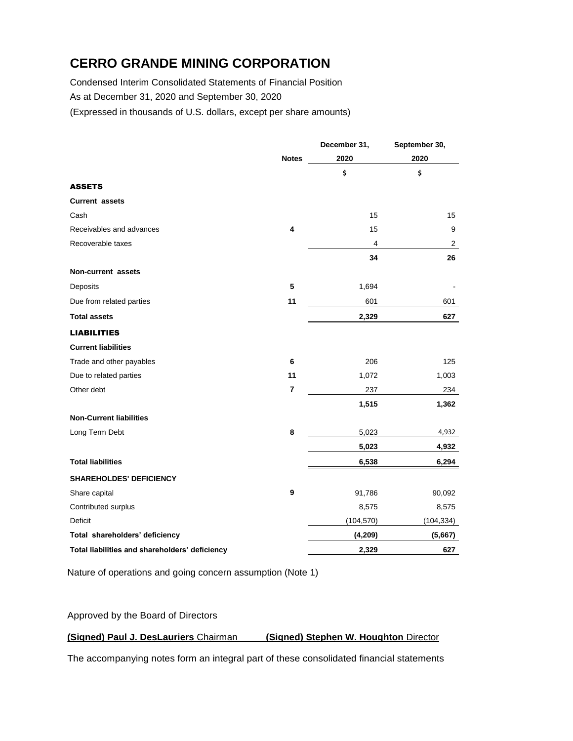# CERRO GRANDE MINING CORPORATION

Condensed Interim Consolidated Statements of Financial Position

As at December 31, 2020 and September 30, 2020

(Expressed in thousands of U.S. dollars, except per share amounts)

| | Notes | December 31, 2020 | September 30, 2020 |
|---|---|---|---|
| | | $ | $ |
| **ASSETS** | | | |
| **Current assets** | | | |
| Cash | | 15 | 15 |
| Receivables and advances | **4** | 15 | 9 |
| Recoverable taxes | | 4 | 2 |
| | | **34** | **26** |
| **Non-current assets** | | | |
| Deposits | **5** | 1,694 | - |
| Due from related parties | **11** | 601 | 601 |
| **Total assets** | | **2,329** | **627** |
| **LIABILITIES** | | | |
| **Current liabilities** | | | |
| Trade and other payables | **6** | 206 | 125 |
| Due to related parties | **11** | 1,072 | 1,003 |
| Other debt | **7** | 237 | 234 |
| | | **1,515** | **1,362** |
| **Non-Current liabilities** | | | |
| Long Term Debt | **8** | 5,023 | 4,932 |
| | | **5,023** | **4,932** |
| **Total liabilities** | | **6,538** | **6,294** |
| **SHAREHOLDES' DEFICIENCY** | | | |
| Share capital | **9** | 91,786 | 90,092 |
| Contributed surplus | | 8,575 | 8,575 |
| Deficit | | (104,570) | (104,334) |
| **Total shareholders' deficiency** | | **(4,209)** | **(5,667)** |
| **Total liabilities and shareholders' deficiency** | | **2,329** | **627** |

Nature of operations and going concern assumption (Note 1)

Approved by the Board of Directors

**(Signed) Paul J. DesLauriers** Chairman **(Signed) Stephen W. Houghton** Director

The accompanying notes form an integral part of these consolidated financial statements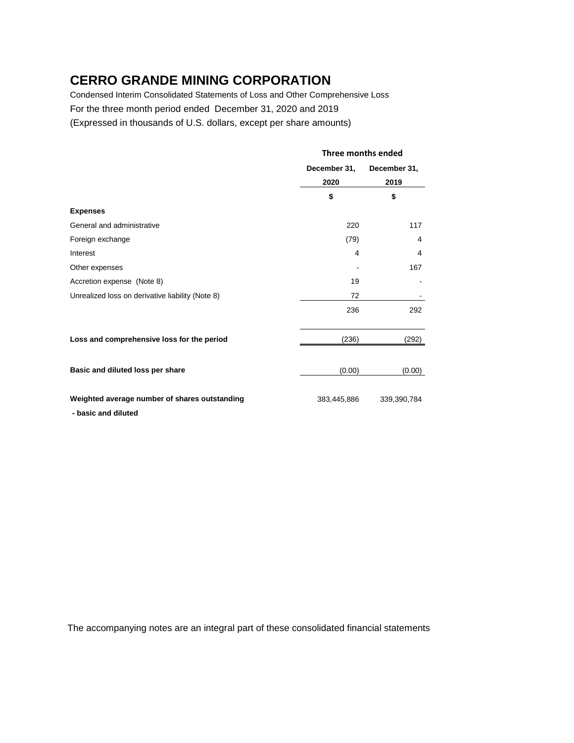# CERRO GRANDE MINING CORPORATION

Condensed Interim Consolidated Statements of Loss and Other Comprehensive Loss

For the three month period ended December 31, 2020 and 2019

(Expressed in thousands of U.S. dollars, except per share amounts)

| | Three months ended | |
|---|---|---|
| | December 31, 2020 | December 31, 2019 |
| | $ | $ |
| **Expenses** | | |
| General and administrative | 220 | 117 |
| Foreign exchange | (79) | 4 |
| Interest | 4 | 4 |
| Other expenses | - | 167 |
| Accretion expense (Note 8) | 19 | - |
| Unrealized loss on derivative liability (Note 8) | 72 | - |
| | 236 | 292 |
| **Loss and comprehensive loss for the period** | (236) | (292) |
| **Basic and diluted loss per share** | (0.00) | (0.00) |
| **Weighted average number of shares outstanding - basic and diluted** | 383,445,886 | 339,390,784 |

The accompanying notes are an integral part of these consolidated financial statements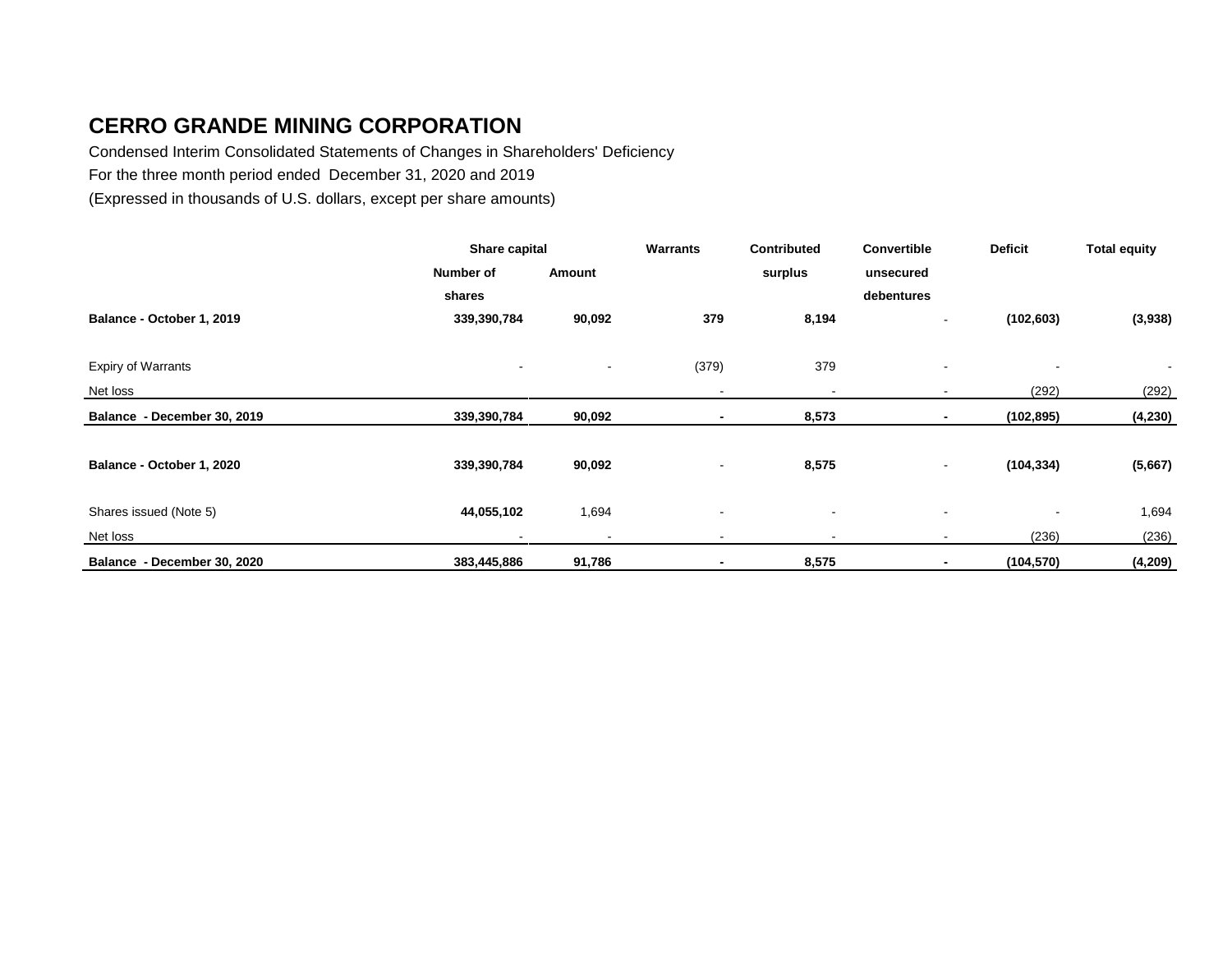# CERRO GRANDE MINING CORPORATION

Condensed Interim Consolidated Statements of Changes in Shareholders' Deficiency

For the three month period ended December 31, 2020 and 2019

(Expressed in thousands of U.S. dollars, except per share amounts)

| | Share capital | | Warrants | Contributed | Convertible | Deficit | Total equity |
|---|---|---|---|---|---|---|---|
| | Number of shares | Amount | | surplus | unsecured debentures | | |
| **Balance - October 1, 2019** | **339,390,784** | **90,092** | **379** | **8,194** | - | **(102,603)** | **(3,938)** |
| Expiry of Warrants | - | - | (379) | 379 | - | - | - |
| Net loss | | | - | - | - | (292) | (292) |
| **Balance - December 30, 2019** | **339,390,784** | **90,092** | **-** | **8,573** | **-** | **(102,895)** | **(4,230)** |
| **Balance - October 1, 2020** | **339,390,784** | **90,092** | - | **8,575** | - | **(104,334)** | **(5,667)** |
| Shares issued (Note 5) | **44,055,102** | 1,694 | - | - | - | - | 1,694 |
| Net loss | - | - | - | - | - | (236) | (236) |
| **Balance - December 30, 2020** | **383,445,886** | **91,786** | **-** | **8,575** | **-** | **(104,570)** | **(4,209)** |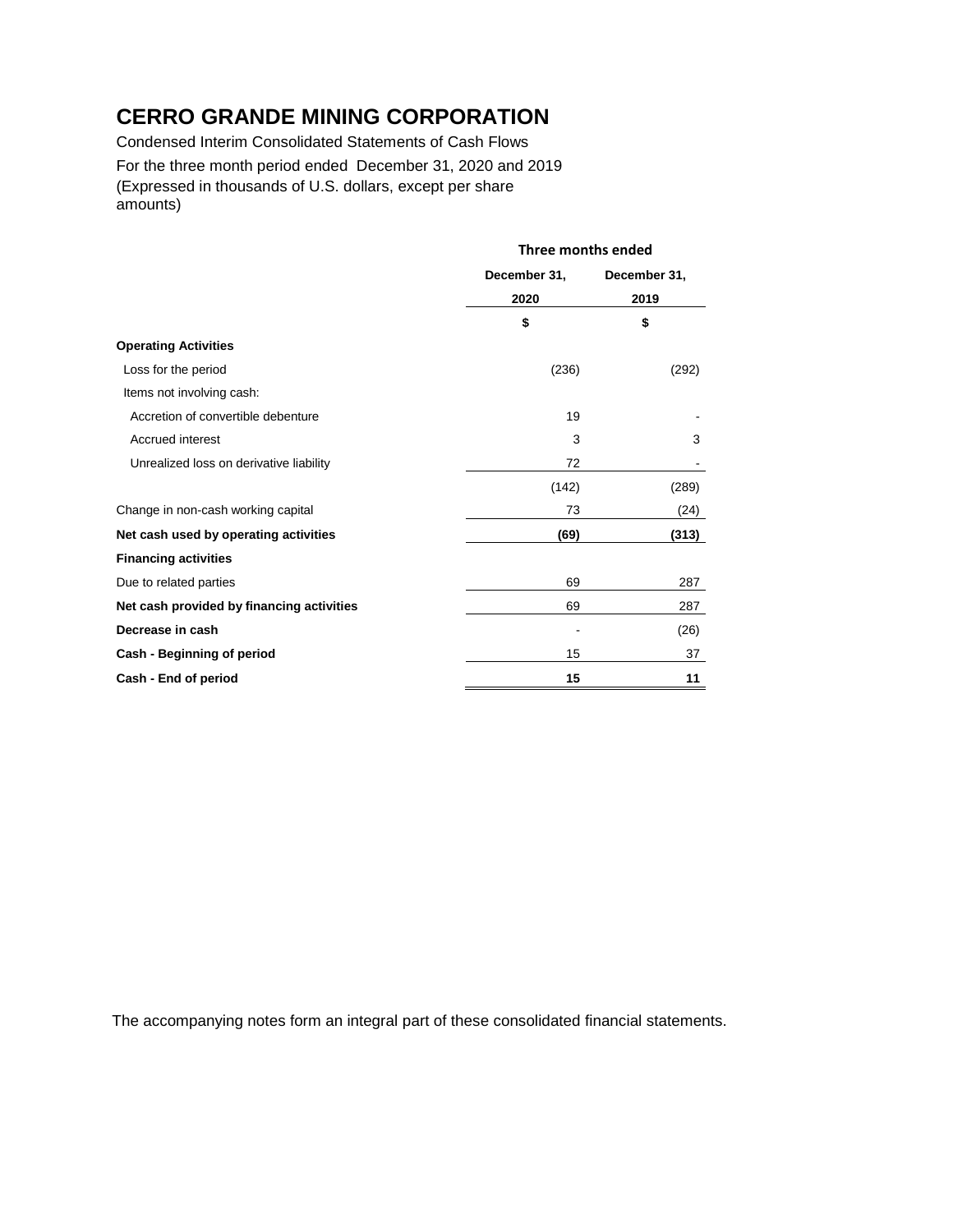# CERRO GRANDE MINING CORPORATION

Condensed Interim Consolidated Statements of Cash Flows

For the three month period ended December 31, 2020 and 2019

(Expressed in thousands of U.S. dollars, except per share amounts)

| | Three months ended | |
|---|---|---|
| | December 31, 2020 | December 31, 2019 |
| | $ | $ |
| **Operating Activities** | | |
| Loss for the period | (236) | (292) |
| Items not involving cash: | | |
| Accretion of convertible debenture | 19 | - |
| Accrued interest | 3 | 3 |
| Unrealized loss on derivative liability | 72 | - |
| | (142) | (289) |
| Change in non-cash working capital | 73 | (24) |
| **Net cash used by operating activities** | **(69)** | **(313)** |
| **Financing activities** | | |
| Due to related parties | 69 | 287 |
| **Net cash provided by financing activities** | 69 | 287 |
| **Decrease in cash** | - | (26) |
| **Cash - Beginning of period** | 15 | 37 |
| **Cash - End of period** | **15** | **11** |

The accompanying notes form an integral part of these consolidated financial statements.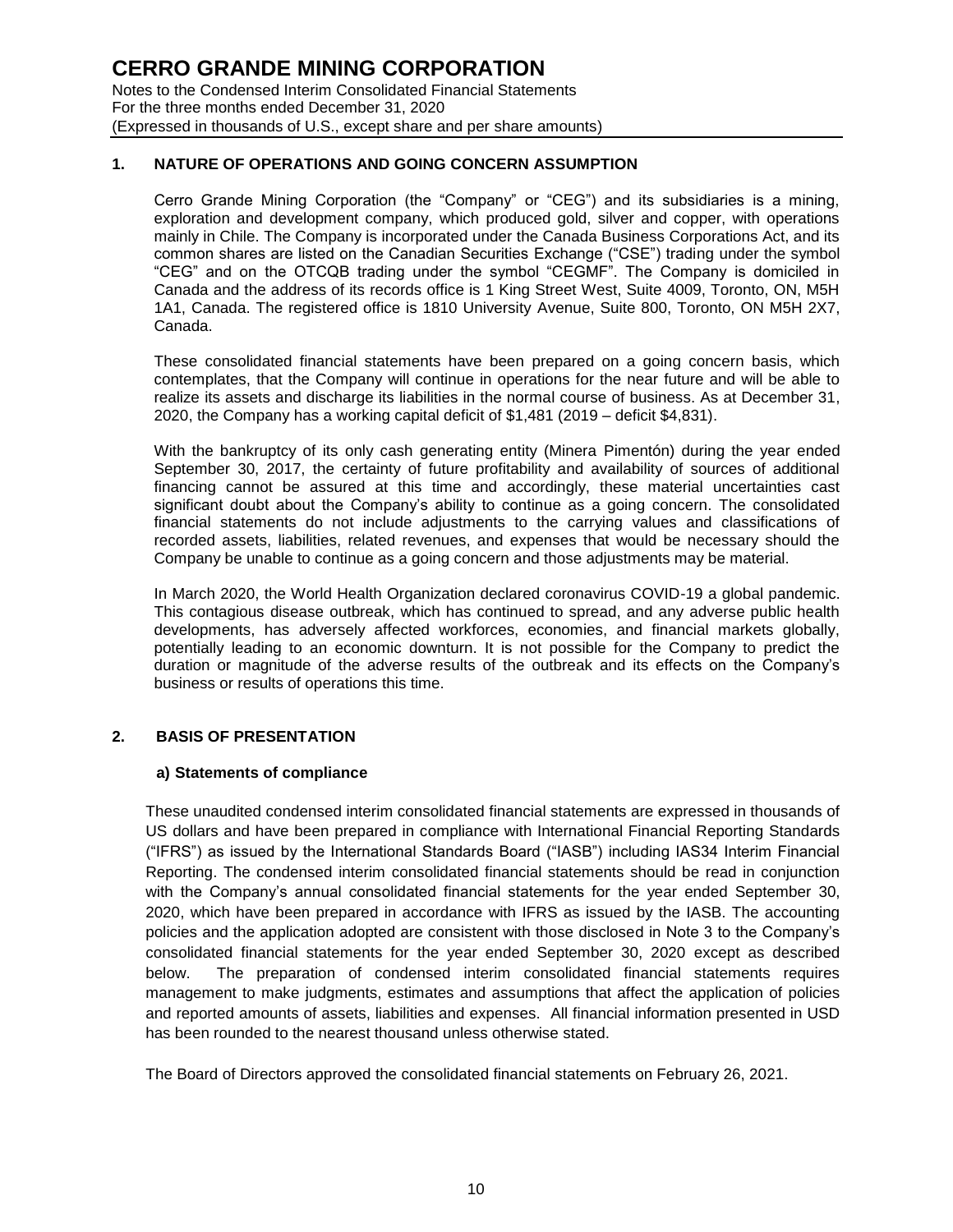## 1. NATURE OF OPERATIONS AND GOING CONCERN ASSUMPTION

Cerro Grande Mining Corporation (the "Company" or "CEG") and its subsidiaries is a mining, exploration and development company, which produced gold, silver and copper, with operations mainly in Chile. The Company is incorporated under the Canada Business Corporations Act, and its common shares are listed on the Canadian Securities Exchange ("CSE") trading under the symbol "CEG" and on the OTCQB trading under the symbol "CEGMF". The Company is domiciled in Canada and the address of its records office is 1 King Street West, Suite 4009, Toronto, ON, M5H 1A1, Canada. The registered office is 1810 University Avenue, Suite 800, Toronto, ON M5H 2X7, Canada.

These consolidated financial statements have been prepared on a going concern basis, which contemplates, that the Company will continue in operations for the near future and will be able to realize its assets and discharge its liabilities in the normal course of business. As at December 31, 2020, the Company has a working capital deficit of $1,481 (2019 – deficit $4,831).

With the bankruptcy of its only cash generating entity (Minera Pimentón) during the year ended September 30, 2017, the certainty of future profitability and availability of sources of additional financing cannot be assured at this time and accordingly, these material uncertainties cast significant doubt about the Company's ability to continue as a going concern. The consolidated financial statements do not include adjustments to the carrying values and classifications of recorded assets, liabilities, related revenues, and expenses that would be necessary should the Company be unable to continue as a going concern and those adjustments may be material.

In March 2020, the World Health Organization declared coronavirus COVID-19 a global pandemic. This contagious disease outbreak, which has continued to spread, and any adverse public health developments, has adversely affected workforces, economies, and financial markets globally, potentially leading to an economic downturn. It is not possible for the Company to predict the duration or magnitude of the adverse results of the outbreak and its effects on the Company's business or results of operations this time.

## 2. BASIS OF PRESENTATION

### a) Statements of compliance

These unaudited condensed interim consolidated financial statements are expressed in thousands of US dollars and have been prepared in compliance with International Financial Reporting Standards ("IFRS") as issued by the International Standards Board ("IASB") including IAS34 Interim Financial Reporting. The condensed interim consolidated financial statements should be read in conjunction with the Company's annual consolidated financial statements for the year ended September 30, 2020, which have been prepared in accordance with IFRS as issued by the IASB. The accounting policies and the application adopted are consistent with those disclosed in Note 3 to the Company's consolidated financial statements for the year ended September 30, 2020 except as described below. The preparation of condensed interim consolidated financial statements requires management to make judgments, estimates and assumptions that affect the application of policies and reported amounts of assets, liabilities and expenses. All financial information presented in USD has been rounded to the nearest thousand unless otherwise stated.

The Board of Directors approved the consolidated financial statements on February 26, 2021.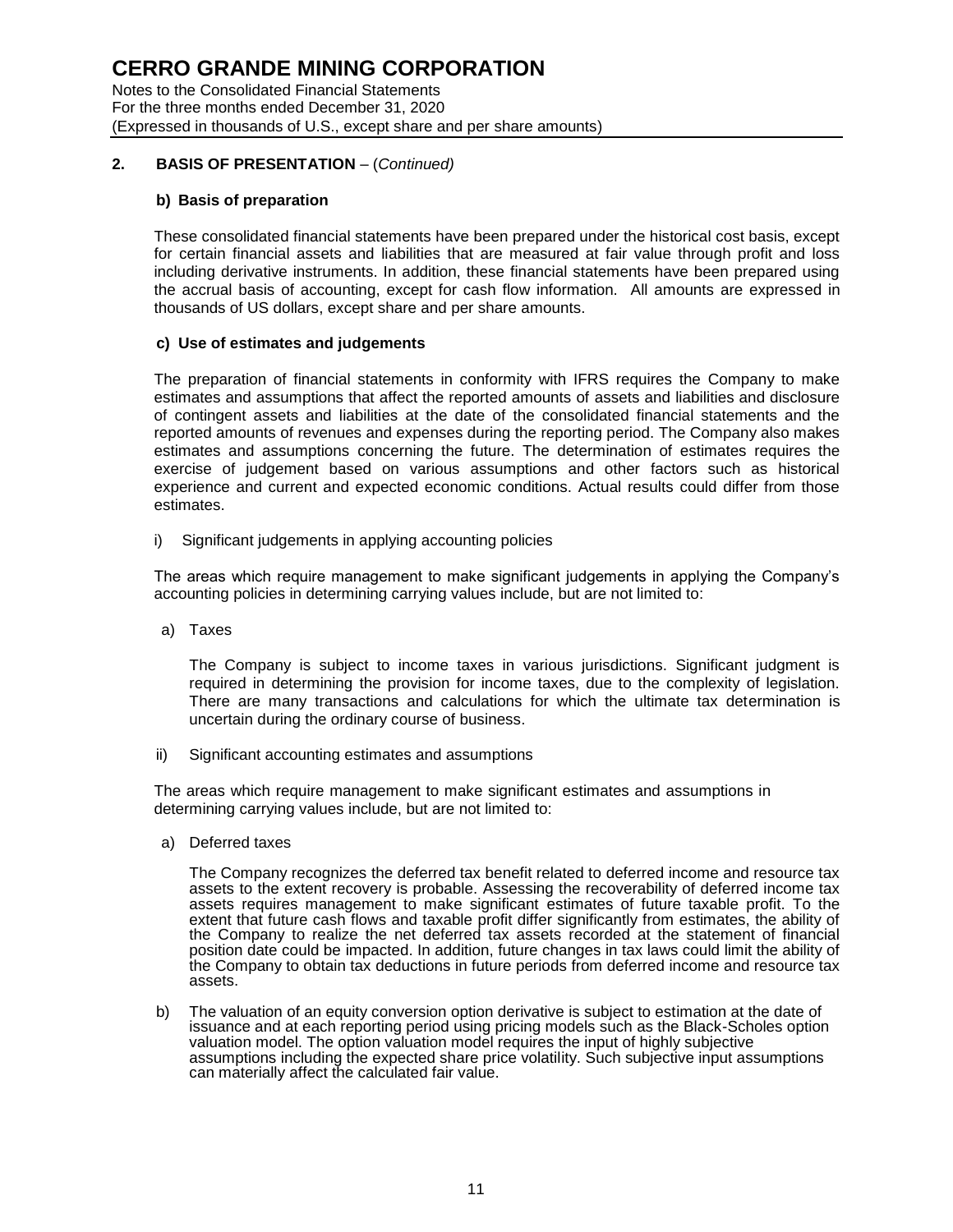## 2. BASIS OF PRESENTATION – (*Continued*)

### b) Basis of preparation

These consolidated financial statements have been prepared under the historical cost basis, except for certain financial assets and liabilities that are measured at fair value through profit and loss including derivative instruments. In addition, these financial statements have been prepared using the accrual basis of accounting, except for cash flow information. All amounts are expressed in thousands of US dollars, except share and per share amounts.

### c) Use of estimates and judgements

The preparation of financial statements in conformity with IFRS requires the Company to make estimates and assumptions that affect the reported amounts of assets and liabilities and disclosure of contingent assets and liabilities at the date of the consolidated financial statements and the reported amounts of revenues and expenses during the reporting period. The Company also makes estimates and assumptions concerning the future. The determination of estimates requires the exercise of judgement based on various assumptions and other factors such as historical experience and current and expected economic conditions. Actual results could differ from those estimates.

i) Significant judgements in applying accounting policies

The areas which require management to make significant judgements in applying the Company's accounting policies in determining carrying values include, but are not limited to:

a) Taxes

The Company is subject to income taxes in various jurisdictions. Significant judgment is required in determining the provision for income taxes, due to the complexity of legislation. There are many transactions and calculations for which the ultimate tax determination is uncertain during the ordinary course of business.

ii) Significant accounting estimates and assumptions

The areas which require management to make significant estimates and assumptions in determining carrying values include, but are not limited to:

a) Deferred taxes

The Company recognizes the deferred tax benefit related to deferred income and resource tax assets to the extent recovery is probable. Assessing the recoverability of deferred income tax assets requires management to make significant estimates of future taxable profit. To the extent that future cash flows and taxable profit differ significantly from estimates, the ability of the Company to realize the net deferred tax assets recorded at the statement of financial position date could be impacted. In addition, future changes in tax laws could limit the ability of the Company to obtain tax deductions in future periods from deferred income and resource tax assets.

b) The valuation of an equity conversion option derivative is subject to estimation at the date of issuance and at each reporting period using pricing models such as the Black-Scholes option valuation model. The option valuation model requires the input of highly subjective assumptions including the expected share price volatility. Such subjective input assumptions can materially affect the calculated fair value.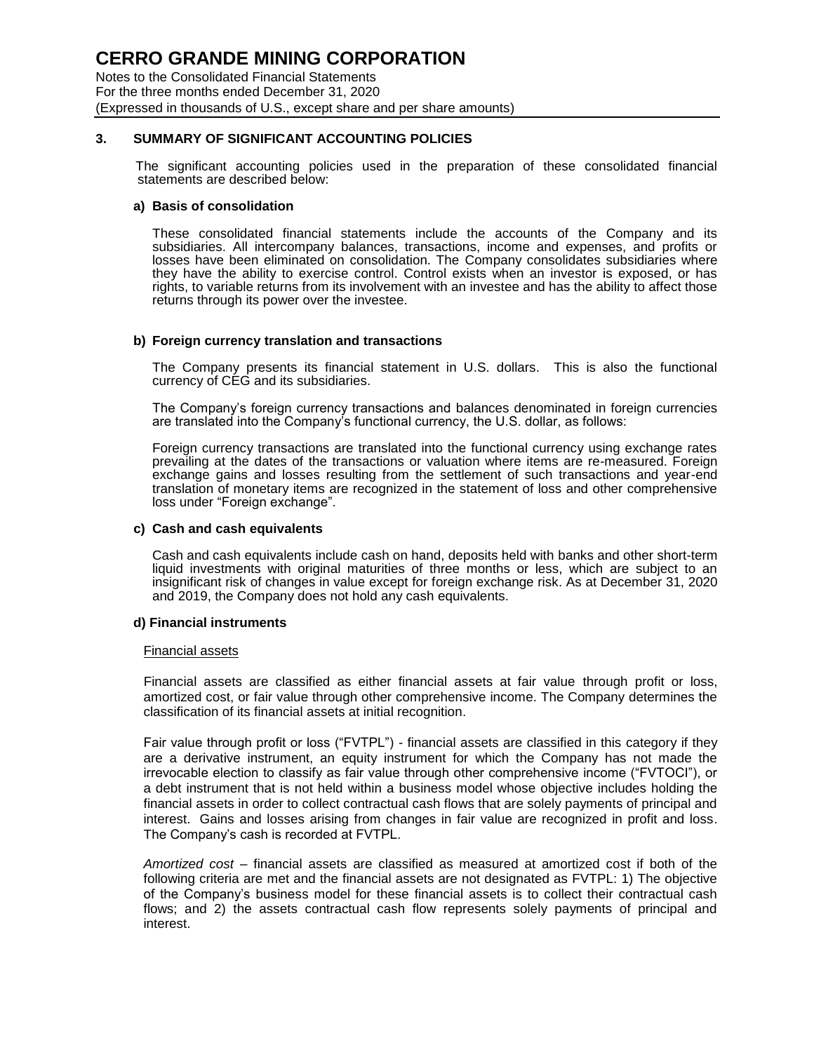## 3. SUMMARY OF SIGNIFICANT ACCOUNTING POLICIES

The significant accounting policies used in the preparation of these consolidated financial statements are described below:

### a) Basis of consolidation

These consolidated financial statements include the accounts of the Company and its subsidiaries. All intercompany balances, transactions, income and expenses, and profits or losses have been eliminated on consolidation. The Company consolidates subsidiaries where they have the ability to exercise control. Control exists when an investor is exposed, or has rights, to variable returns from its involvement with an investee and has the ability to affect those returns through its power over the investee.

### b) Foreign currency translation and transactions

The Company presents its financial statement in U.S. dollars. This is also the functional currency of CEG and its subsidiaries.

The Company's foreign currency transactions and balances denominated in foreign currencies are translated into the Company's functional currency, the U.S. dollar, as follows:

Foreign currency transactions are translated into the functional currency using exchange rates prevailing at the dates of the transactions or valuation where items are re-measured. Foreign exchange gains and losses resulting from the settlement of such transactions and year-end translation of monetary items are recognized in the statement of loss and other comprehensive loss under "Foreign exchange".

### c) Cash and cash equivalents

Cash and cash equivalents include cash on hand, deposits held with banks and other short-term liquid investments with original maturities of three months or less, which are subject to an insignificant risk of changes in value except for foreign exchange risk. As at December 31, 2020 and 2019, the Company does not hold any cash equivalents.

### d) Financial instruments

Financial assets

Financial assets are classified as either financial assets at fair value through profit or loss, amortized cost, or fair value through other comprehensive income. The Company determines the classification of its financial assets at initial recognition.

Fair value through profit or loss ("FVTPL") - financial assets are classified in this category if they are a derivative instrument, an equity instrument for which the Company has not made the irrevocable election to classify as fair value through other comprehensive income ("FVTOCI"), or a debt instrument that is not held within a business model whose objective includes holding the financial assets in order to collect contractual cash flows that are solely payments of principal and interest. Gains and losses arising from changes in fair value are recognized in profit and loss. The Company's cash is recorded at FVTPL.

*Amortized cost* – financial assets are classified as measured at amortized cost if both of the following criteria are met and the financial assets are not designated as FVTPL: 1) The objective of the Company's business model for these financial assets is to collect their contractual cash flows; and 2) the assets contractual cash flow represents solely payments of principal and interest.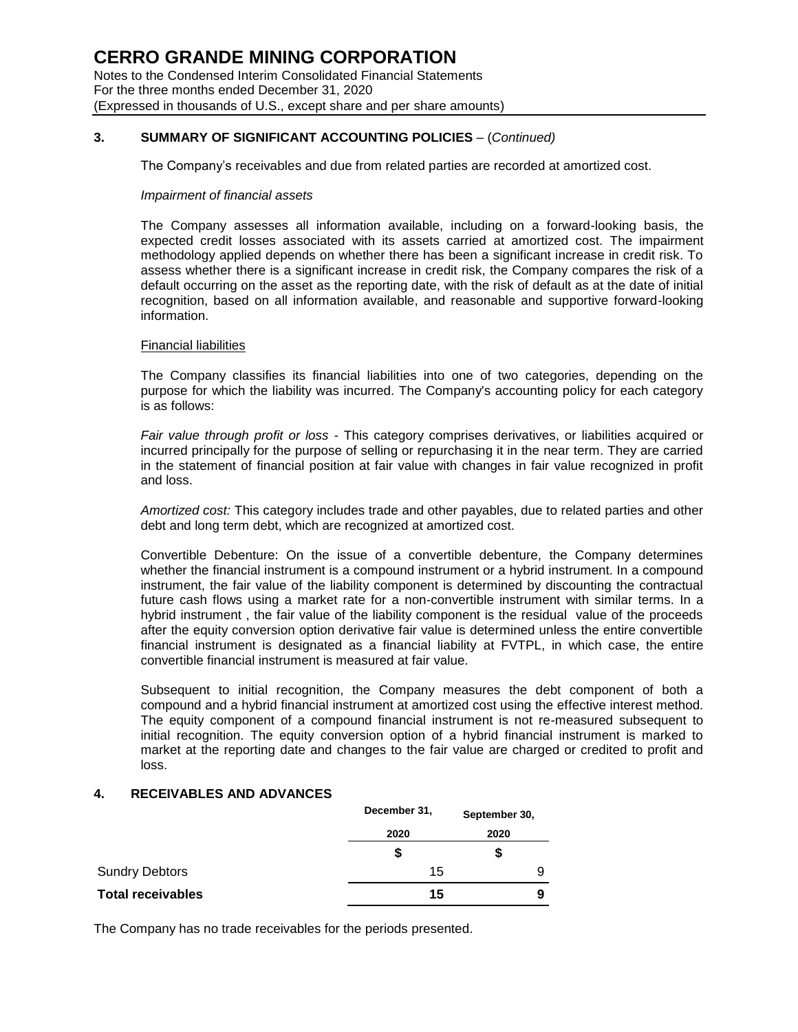## 3. SUMMARY OF SIGNIFICANT ACCOUNTING POLICIES – (*Continued*)

The Company's receivables and due from related parties are recorded at amortized cost.

*Impairment of financial assets*

The Company assesses all information available, including on a forward-looking basis, the expected credit losses associated with its assets carried at amortized cost. The impairment methodology applied depends on whether there has been a significant increase in credit risk. To assess whether there is a significant increase in credit risk, the Company compares the risk of a default occurring on the asset as the reporting date, with the risk of default as at the date of initial recognition, based on all information available, and reasonable and supportive forward-looking information.

Financial liabilities

The Company classifies its financial liabilities into one of two categories, depending on the purpose for which the liability was incurred. The Company's accounting policy for each category is as follows:

*Fair value through profit or loss* - This category comprises derivatives, or liabilities acquired or incurred principally for the purpose of selling or repurchasing it in the near term. They are carried in the statement of financial position at fair value with changes in fair value recognized in profit and loss.

*Amortized cost:* This category includes trade and other payables, due to related parties and other debt and long term debt, which are recognized at amortized cost.

Convertible Debenture: On the issue of a convertible debenture, the Company determines whether the financial instrument is a compound instrument or a hybrid instrument. In a compound instrument, the fair value of the liability component is determined by discounting the contractual future cash flows using a market rate for a non-convertible instrument with similar terms. In a hybrid instrument , the fair value of the liability component is the residual value of the proceeds after the equity conversion option derivative fair value is determined unless the entire convertible financial instrument is designated as a financial liability at FVTPL, in which case, the entire convertible financial instrument is measured at fair value.

Subsequent to initial recognition, the Company measures the debt component of both a compound and a hybrid financial instrument at amortized cost using the effective interest method. The equity component of a compound financial instrument is not re-measured subsequent to initial recognition. The equity conversion option of a hybrid financial instrument is marked to market at the reporting date and changes to the fair value are charged or credited to profit and loss.

## 4. RECEIVABLES AND ADVANCES

| | December 31, 2020 | September 30, 2020 |
|---|---|---|
| | $ | $ |
| Sundry Debtors | 15 | 9 |
| **Total receivables** | **15** | **9** |

The Company has no trade receivables for the periods presented.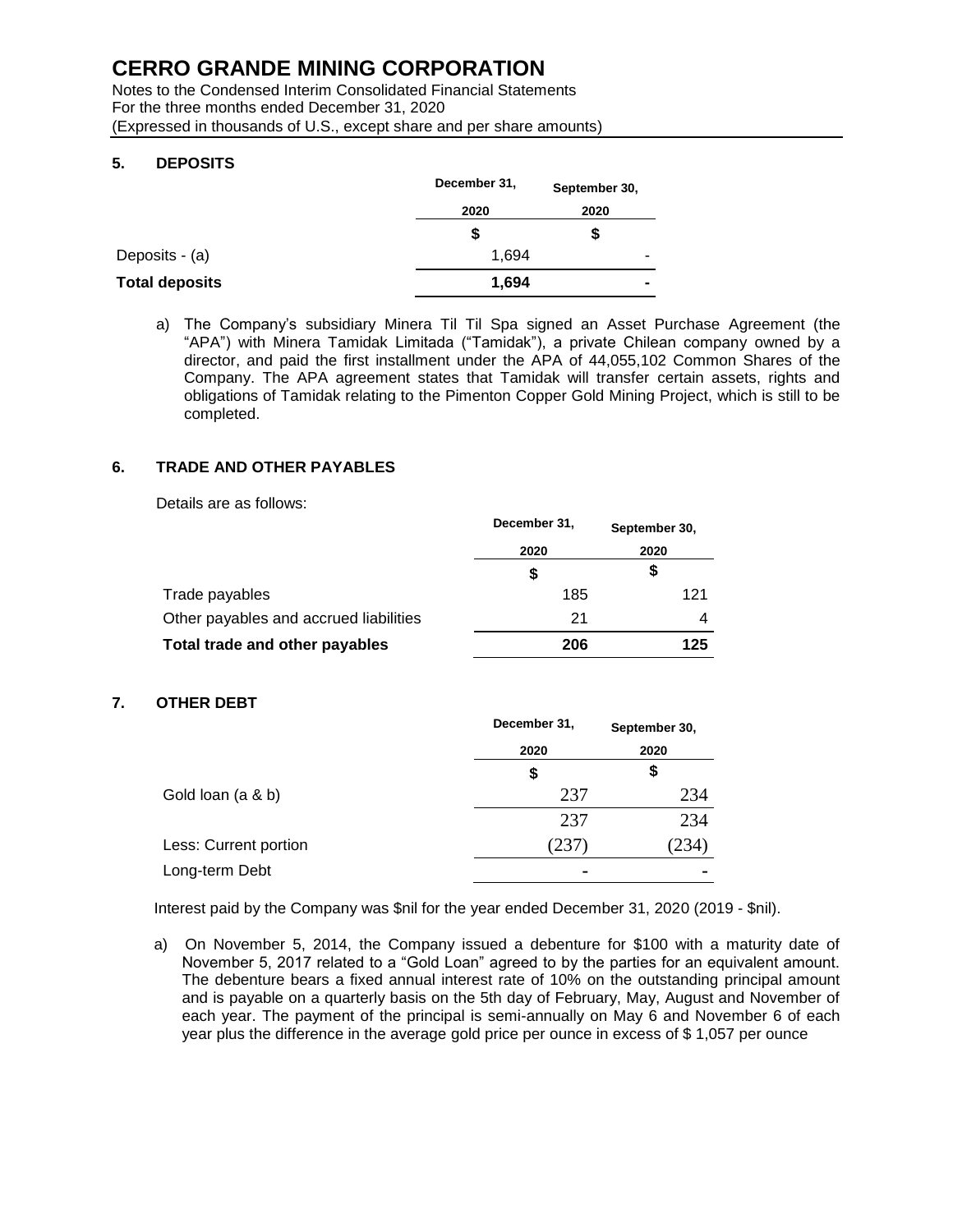# CERRO GRANDE MINING CORPORATION

Notes to the Condensed Interim Consolidated Financial Statements
For the three months ended December 31, 2020
(Expressed in thousands of U.S., except share and per share amounts)

## 5. DEPOSITS

| | December 31, 2020 | September 30, 2020 |
|---|---|---|
| | $ | $ |
| Deposits - (a) | 1,694 | - |
| **Total deposits** | **1,694** | **-** |

a) The Company's subsidiary Minera Til Til Spa signed an Asset Purchase Agreement (the "APA") with Minera Tamidak Limitada ("Tamidak"), a private Chilean company owned by a director, and paid the first installment under the APA of 44,055,102 Common Shares of the Company. The APA agreement states that Tamidak will transfer certain assets, rights and obligations of Tamidak relating to the Pimenton Copper Gold Mining Project, which is still to be completed.

## 6. TRADE AND OTHER PAYABLES

Details are as follows:

| | December 31, 2020 | September 30, 2020 |
|---|---|---|
| | $ | $ |
| Trade payables | 185 | 121 |
| Other payables and accrued liabilities | 21 | 4 |
| **Total trade and other payables** | **206** | **125** |

## 7. OTHER DEBT

| | December 31, 2020 | September 30, 2020 |
|---|---|---|
| | $ | $ |
| Gold loan (a & b) | 237 | 234 |
| | 237 | 234 |
| Less: Current portion | (237) | (234) |
| Long-term Debt | - | - |

Interest paid by the Company was $nil for the year ended December 31, 2020 (2019 - $nil).

a) On November 5, 2014, the Company issued a debenture for $100 with a maturity date of November 5, 2017 related to a "Gold Loan" agreed to by the parties for an equivalent amount. The debenture bears a fixed annual interest rate of 10% on the outstanding principal amount and is payable on a quarterly basis on the 5th day of February, May, August and November of each year. The payment of the principal is semi-annually on May 6 and November 6 of each year plus the difference in the average gold price per ounce in excess of $ 1,057 per ounce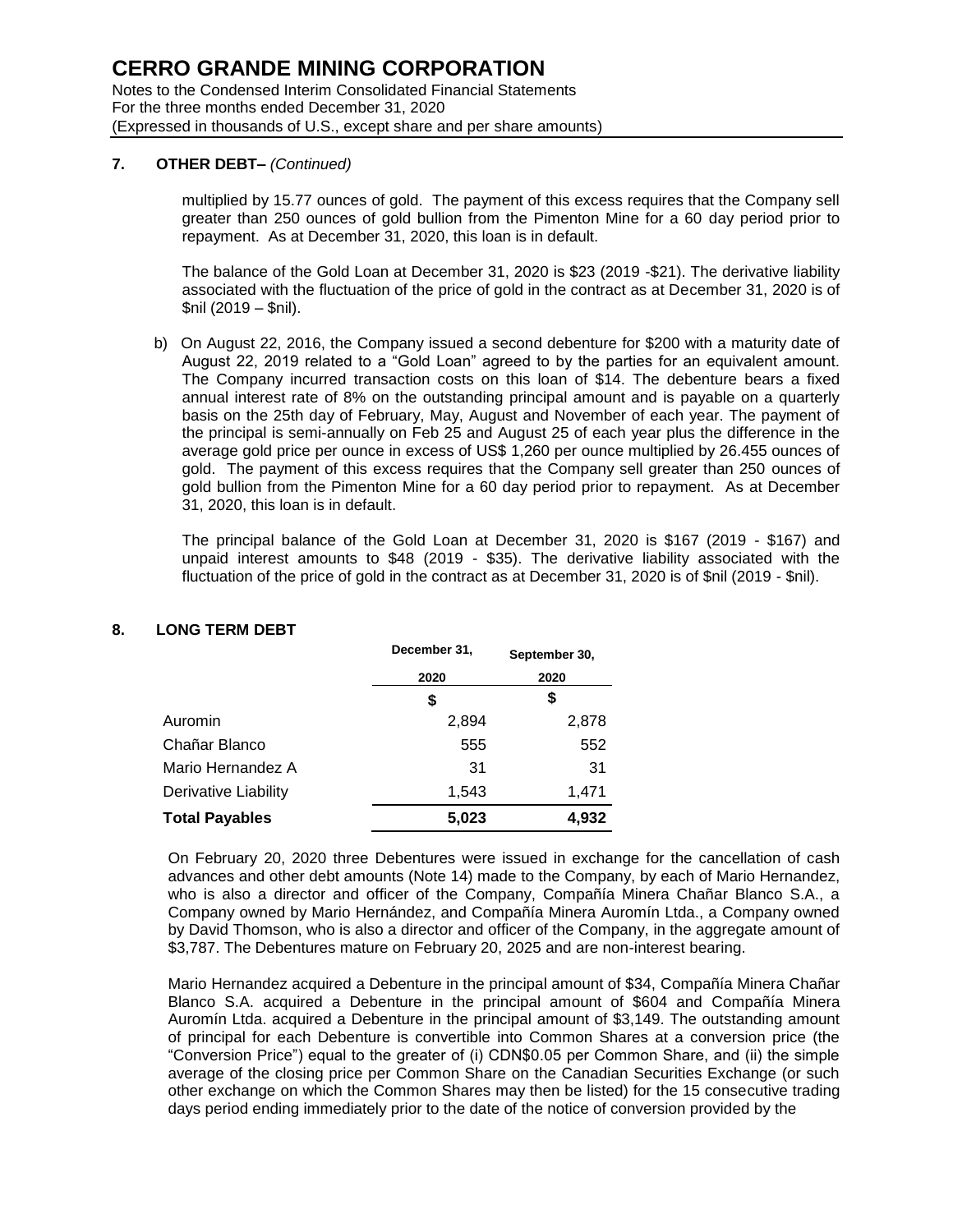**7. OTHER DEBT–** *(Continued)*

multiplied by 15.77 ounces of gold. The payment of this excess requires that the Company sell greater than 250 ounces of gold bullion from the Pimenton Mine for a 60 day period prior to repayment. As at December 31, 2020, this loan is in default.

The balance of the Gold Loan at December 31, 2020 is $23 (2019 -$21). The derivative liability associated with the fluctuation of the price of gold in the contract as at December 31, 2020 is of $nil (2019 – $nil).

b) On August 22, 2016, the Company issued a second debenture for $200 with a maturity date of August 22, 2019 related to a "Gold Loan" agreed to by the parties for an equivalent amount. The Company incurred transaction costs on this loan of $14. The debenture bears a fixed annual interest rate of 8% on the outstanding principal amount and is payable on a quarterly basis on the 25th day of February, May, August and November of each year. The payment of the principal is semi-annually on Feb 25 and August 25 of each year plus the difference in the average gold price per ounce in excess of US$ 1,260 per ounce multiplied by 26.455 ounces of gold. The payment of this excess requires that the Company sell greater than 250 ounces of gold bullion from the Pimenton Mine for a 60 day period prior to repayment. As at December 31, 2020, this loan is in default.

The principal balance of the Gold Loan at December 31, 2020 is $167 (2019 - $167) and unpaid interest amounts to $48 (2019 - $35). The derivative liability associated with the fluctuation of the price of gold in the contract as at December 31, 2020 is of $nil (2019 - $nil).

**8. LONG TERM DEBT**

| | December 31, 2020 | September 30, 2020 |
|---|---|---|
| | $ | $ |
| Auromin | 2,894 | 2,878 |
| Chañar Blanco | 555 | 552 |
| Mario Hernandez A | 31 | 31 |
| Derivative Liability | 1,543 | 1,471 |
| **Total Payables** | **5,023** | **4,932** |

On February 20, 2020 three Debentures were issued in exchange for the cancellation of cash advances and other debt amounts (Note 14) made to the Company, by each of Mario Hernandez, who is also a director and officer of the Company, Compañía Minera Chañar Blanco S.A., a Company owned by Mario Hernández, and Compañía Minera Auromín Ltda., a Company owned by David Thomson, who is also a director and officer of the Company, in the aggregate amount of $3,787. The Debentures mature on February 20, 2025 and are non-interest bearing.

Mario Hernandez acquired a Debenture in the principal amount of $34, Compañía Minera Chañar Blanco S.A. acquired a Debenture in the principal amount of $604 and Compañía Minera Auromín Ltda. acquired a Debenture in the principal amount of $3,149. The outstanding amount of principal for each Debenture is convertible into Common Shares at a conversion price (the "Conversion Price") equal to the greater of (i) CDN$0.05 per Common Share, and (ii) the simple average of the closing price per Common Share on the Canadian Securities Exchange (or such other exchange on which the Common Shares may then be listed) for the 15 consecutive trading days period ending immediately prior to the date of the notice of conversion provided by the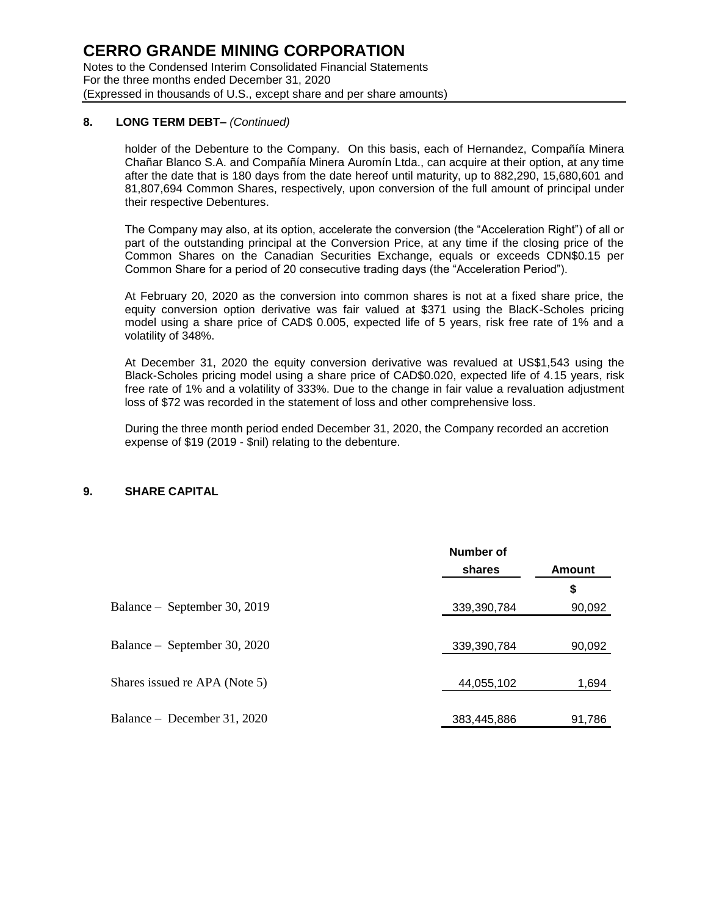## 8. LONG TERM DEBT– *(Continued)*

holder of the Debenture to the Company. On this basis, each of Hernandez, Compañía Minera Chañar Blanco S.A. and Compañía Minera Auromín Ltda., can acquire at their option, at any time after the date that is 180 days from the date hereof until maturity, up to 882,290, 15,680,601 and 81,807,694 Common Shares, respectively, upon conversion of the full amount of principal under their respective Debentures.

The Company may also, at its option, accelerate the conversion (the "Acceleration Right") of all or part of the outstanding principal at the Conversion Price, at any time if the closing price of the Common Shares on the Canadian Securities Exchange, equals or exceeds CDN$0.15 per Common Share for a period of 20 consecutive trading days (the "Acceleration Period").

At February 20, 2020 as the conversion into common shares is not at a fixed share price, the equity conversion option derivative was fair valued at $371 using the BlacK-Scholes pricing model using a share price of CAD$ 0.005, expected life of 5 years, risk free rate of 1% and a volatility of 348%.

At December 31, 2020 the equity conversion derivative was revalued at US$1,543 using the Black-Scholes pricing model using a share price of CAD$0.020, expected life of 4.15 years, risk free rate of 1% and a volatility of 333%. Due to the change in fair value a revaluation adjustment loss of $72 was recorded in the statement of loss and other comprehensive loss.

During the three month period ended December 31, 2020, the Company recorded an accretion expense of $19 (2019 - $nil) relating to the debenture.

## 9. SHARE CAPITAL

| | Number of shares | Amount |
|---|---|---|
| | | $ |
| Balance – September 30, 2019 | 339,390,784 | 90,092 |
| Balance – September 30, 2020 | 339,390,784 | 90,092 |
| Shares issued re APA (Note 5) | 44,055,102 | 1,694 |
| Balance – December 31, 2020 | 383,445,886 | 91,786 |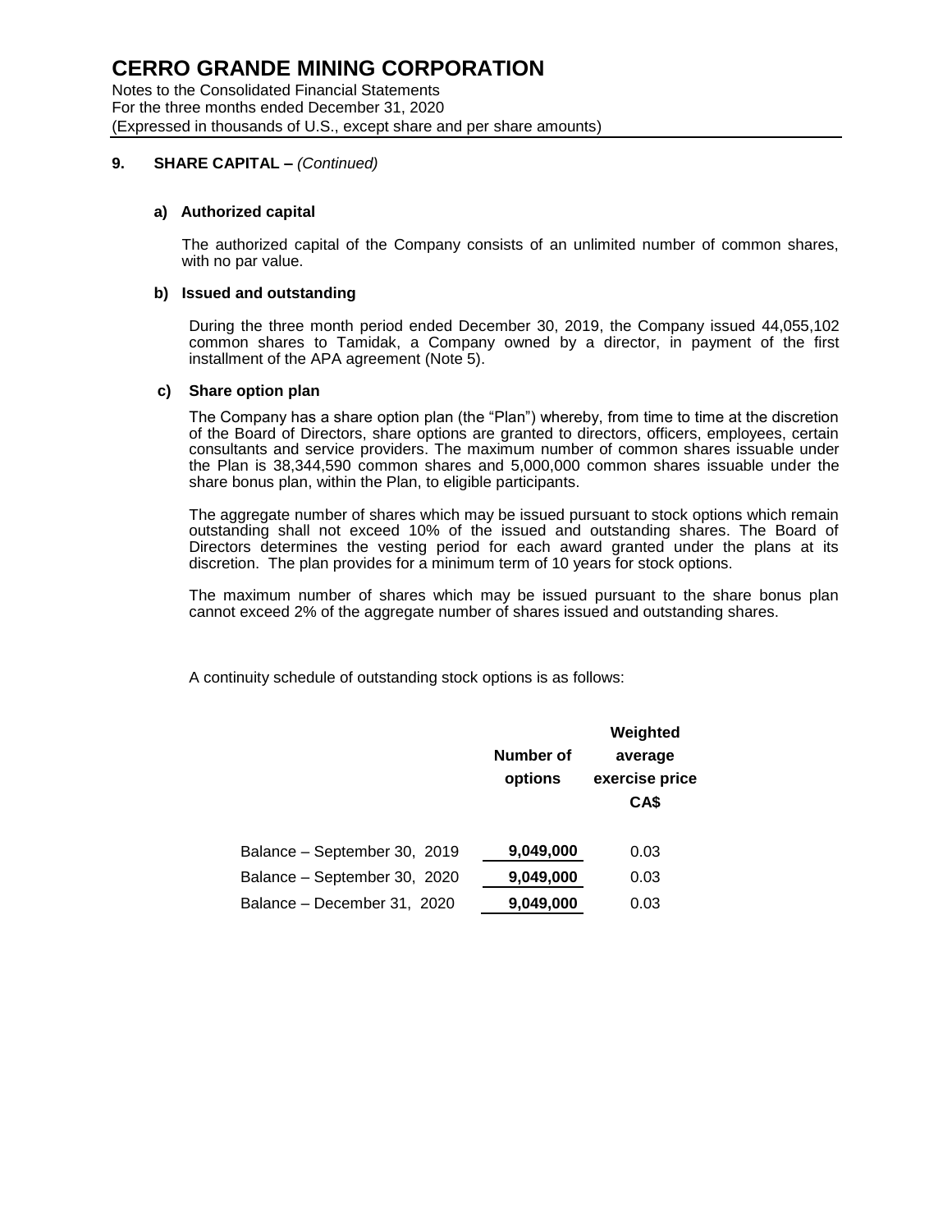# CERRO GRANDE MINING CORPORATION

Notes to the Consolidated Financial Statements
For the three months ended December 31, 2020
(Expressed in thousands of U.S., except share and per share amounts)

## 9. SHARE CAPITAL – *(Continued)*

### a) Authorized capital

The authorized capital of the Company consists of an unlimited number of common shares, with no par value.

### b) Issued and outstanding

During the three month period ended December 30, 2019, the Company issued 44,055,102 common shares to Tamidak, a Company owned by a director, in payment of the first installment of the APA agreement (Note 5).

### c) Share option plan

The Company has a share option plan (the "Plan") whereby, from time to time at the discretion of the Board of Directors, share options are granted to directors, officers, employees, certain consultants and service providers. The maximum number of common shares issuable under the Plan is 38,344,590 common shares and 5,000,000 common shares issuable under the share bonus plan, within the Plan, to eligible participants.

The aggregate number of shares which may be issued pursuant to stock options which remain outstanding shall not exceed 10% of the issued and outstanding shares. The Board of Directors determines the vesting period for each award granted under the plans at its discretion. The plan provides for a minimum term of 10 years for stock options.

The maximum number of shares which may be issued pursuant to the share bonus plan cannot exceed 2% of the aggregate number of shares issued and outstanding shares.

A continuity schedule of outstanding stock options is as follows:

| | Number of options | Weighted average exercise price CA$ |
|---|---|---|
| Balance – September 30, 2019 | **9,049,000** | 0.03 |
| Balance – September 30, 2020 | **9,049,000** | 0.03 |
| Balance – December 31, 2020 | **9,049,000** | 0.03 |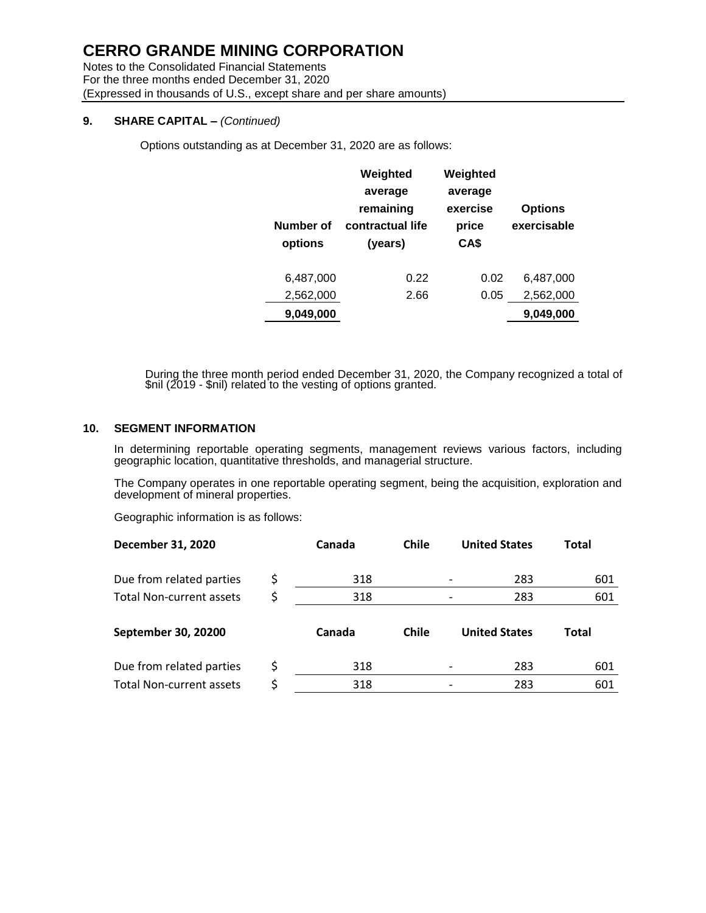# CERRO GRANDE MINING CORPORATION

Notes to the Consolidated Financial Statements
For the three months ended December 31, 2020
(Expressed in thousands of U.S., except share and per share amounts)

## 9. SHARE CAPITAL – *(Continued)*

Options outstanding as at December 31, 2020 are as follows:

| Number of options | Weighted average remaining contractual life (years) | Weighted average exercise price CA$ | Options exercisable |
|---|---|---|---|
| 6,487,000 | 0.22 | 0.02 | 6,487,000 |
| 2,562,000 | 2.66 | 0.05 | 2,562,000 |
| **9,049,000** | | | **9,049,000** |

During the three month period ended December 31, 2020, the Company recognized a total of $nil (2019 - $nil) related to the vesting of options granted.

## 10. SEGMENT INFORMATION

In determining reportable operating segments, management reviews various factors, including geographic location, quantitative thresholds, and managerial structure.

The Company operates in one reportable operating segment, being the acquisition, exploration and development of mineral properties.

Geographic information is as follows:

| **December 31, 2020** | | **Canada** | **Chile** | **United States** | **Total** |
|---|---|---|---|---|---|
| Due from related parties | $ | 318 | - | 283 | 601 |
| Total Non-current assets | $ | 318 | - | 283 | 601 |

| **September 30, 20200** | | **Canada** | **Chile** | **United States** | **Total** |
|---|---|---|---|---|---|
| Due from related parties | $ | 318 | - | 283 | 601 |
| Total Non-current assets | $ | 318 | - | 283 | 601 |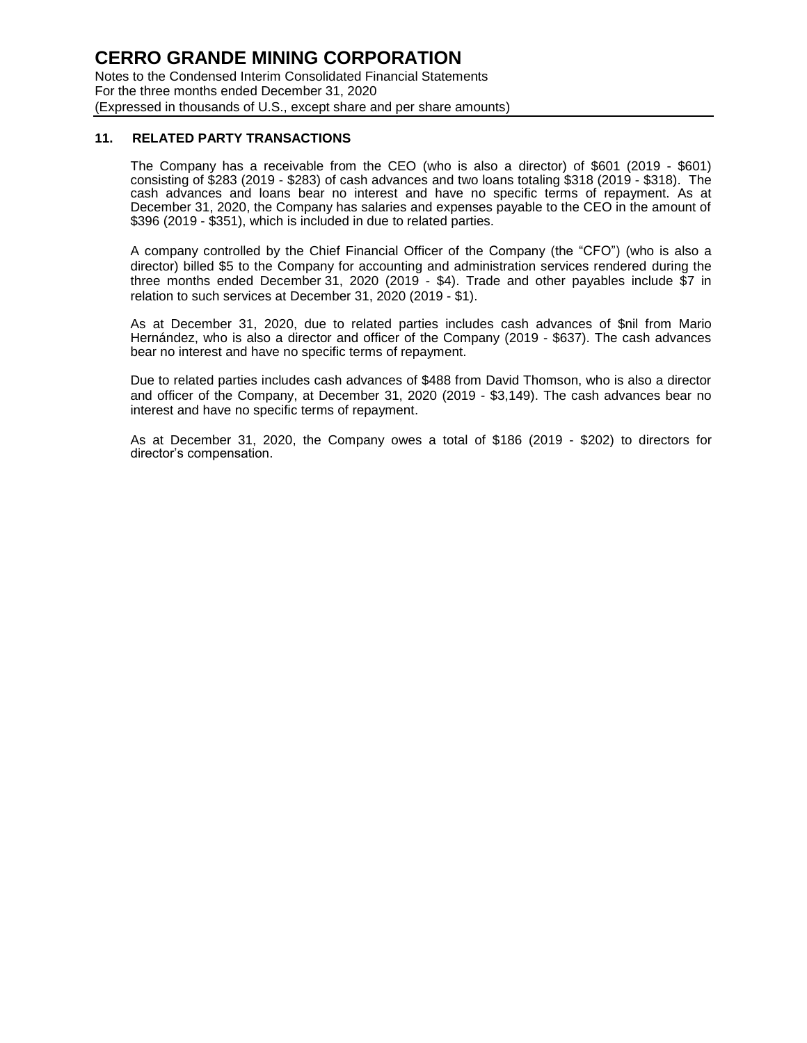## 11. RELATED PARTY TRANSACTIONS

The Company has a receivable from the CEO (who is also a director) of $601 (2019 - $601) consisting of $283 (2019 - $283) of cash advances and two loans totaling $318 (2019 - $318). The cash advances and loans bear no interest and have no specific terms of repayment. As at December 31, 2020, the Company has salaries and expenses payable to the CEO in the amount of $396 (2019 - $351), which is included in due to related parties.

A company controlled by the Chief Financial Officer of the Company (the "CFO") (who is also a director) billed $5 to the Company for accounting and administration services rendered during the three months ended December 31, 2020 (2019 - $4). Trade and other payables include $7 in relation to such services at December 31, 2020 (2019 - $1).

As at December 31, 2020, due to related parties includes cash advances of $nil from Mario Hernández, who is also a director and officer of the Company (2019 - $637). The cash advances bear no interest and have no specific terms of repayment.

Due to related parties includes cash advances of $488 from David Thomson, who is also a director and officer of the Company, at December 31, 2020 (2019 - $3,149). The cash advances bear no interest and have no specific terms of repayment.

As at December 31, 2020, the Company owes a total of $186 (2019 - $202) to directors for director's compensation.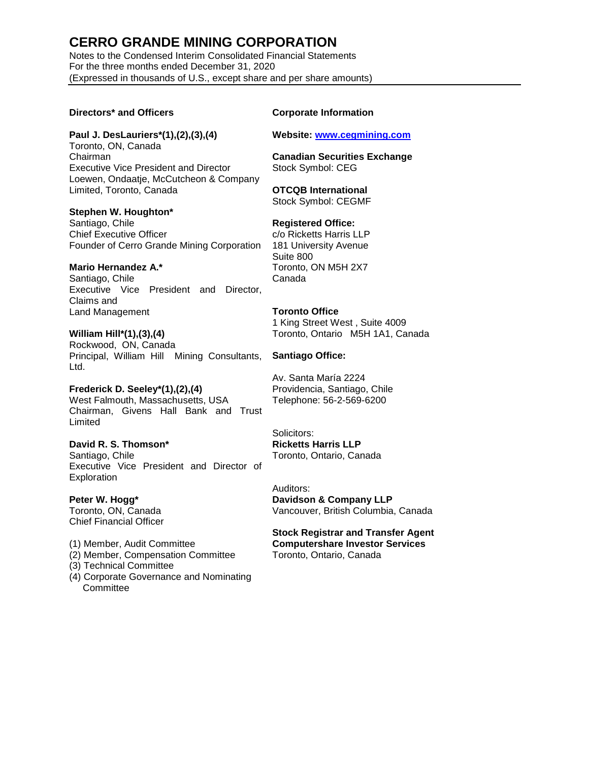**Directors\* and Officers**

**Paul J. DesLauriers\*(1),(2),(3),(4)**
Toronto, ON, Canada
Chairman
Executive Vice President and Director
Loewen, Ondaatje, McCutcheon & Company Limited, Toronto, Canada

**Stephen W. Houghton\***
Santiago, Chile
Chief Executive Officer
Founder of Cerro Grande Mining Corporation

**Mario Hernandez A.\***
Santiago, Chile
Executive Vice President and Director, Claims and
Land Management

**William Hill\*(1),(3),(4)**
Rockwood, ON, Canada
Principal, William Hill Mining Consultants, Ltd.

**Frederick D. Seeley\*(1),(2),(4)**
West Falmouth, Massachusetts, USA
Chairman, Givens Hall Bank and Trust Limited

**David R. S. Thomson\***
Santiago, Chile
Executive Vice President and Director of Exploration

**Peter W. Hogg\***
Toronto, ON, Canada
Chief Financial Officer

(1) Member, Audit Committee
(2) Member, Compensation Committee
(3) Technical Committee
(4) Corporate Governance and Nominating Committee

**Corporate Information**

**Website: www.cegmining.com**

**Canadian Securities Exchange**
Stock Symbol: CEG

**OTCQB International**
Stock Symbol: CEGMF

**Registered Office:**
c/o Ricketts Harris LLP
181 University Avenue
Suite 800
Toronto, ON M5H 2X7
Canada

**Toronto Office**
1 King Street West , Suite 4009
Toronto, Ontario M5H 1A1, Canada

**Santiago Office:**

Av. Santa María 2224
Providencia, Santiago, Chile
Telephone: 56-2-569-6200

Solicitors:
**Ricketts Harris LLP**
Toronto, Ontario, Canada

Auditors:
**Davidson & Company LLP**
Vancouver, British Columbia, Canada

**Stock Registrar and Transfer Agent**
**Computershare Investor Services**
Toronto, Ontario, Canada